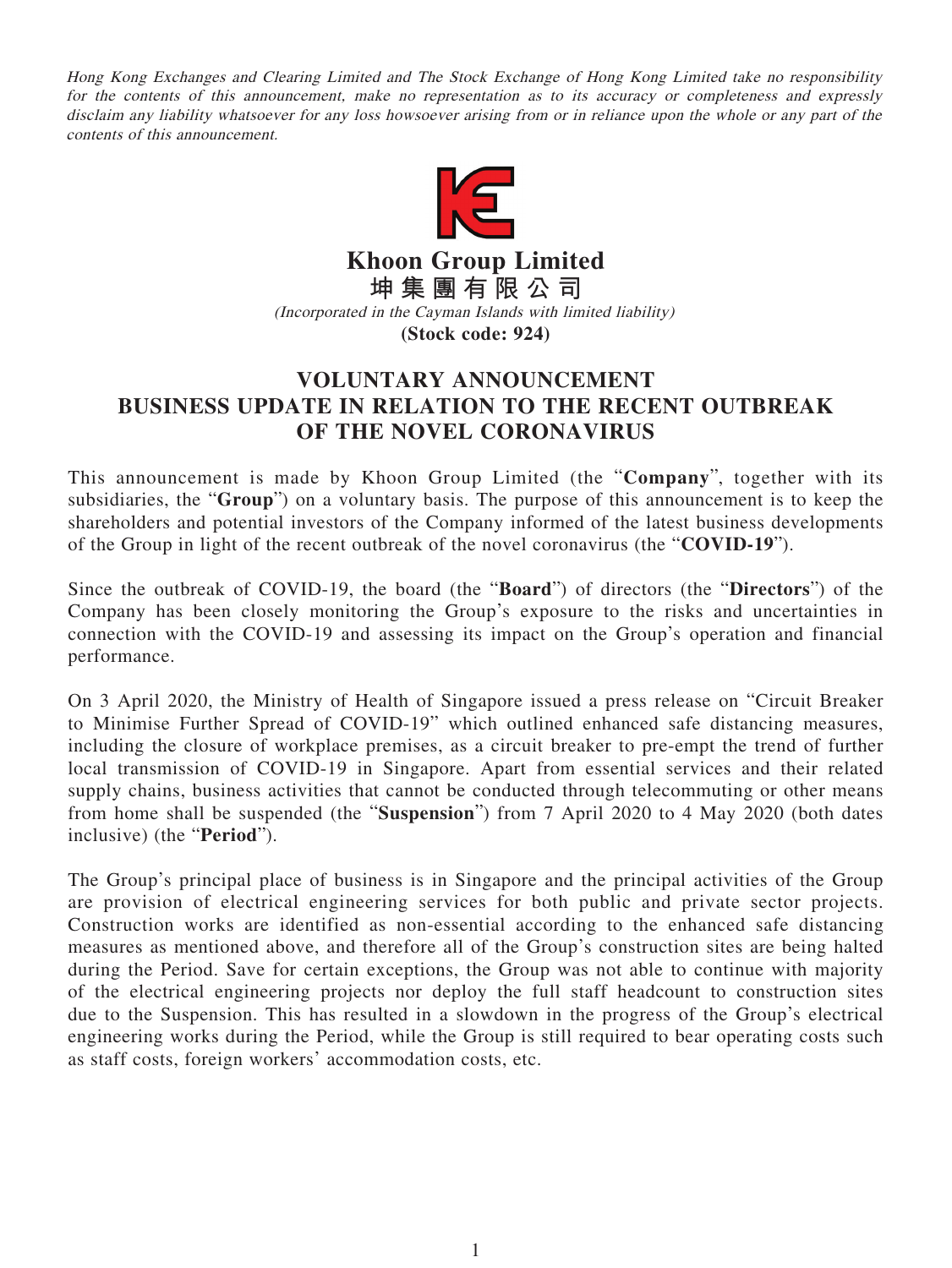*Hong Kong Exchanges and Clearing Limited and The Stock Exchange of Hong Kong Limited take no responsibility for the contents of this announcement, make no representation as to its accuracy or completeness and expressly disclaim any liability whatsoever for any loss howsoever arising from or in reliance upon the whole or any part of the contents of this announcement.*

# Khoon Group Limited
# 坤集團有限公司

*(Incorporated in the Cayman Islands with limited liability)*

**(Stock code: 924)**

## VOLUNTARY ANNOUNCEMENT
## BUSINESS UPDATE IN RELATION TO THE RECENT OUTBREAK OF THE NOVEL CORONAVIRUS

This announcement is made by Khoon Group Limited (the "**Company**", together with its subsidiaries, the "**Group**") on a voluntary basis. The purpose of this announcement is to keep the shareholders and potential investors of the Company informed of the latest business developments of the Group in light of the recent outbreak of the novel coronavirus (the "**COVID-19**").

Since the outbreak of COVID-19, the board (the "**Board**") of directors (the "**Directors**") of the Company has been closely monitoring the Group's exposure to the risks and uncertainties in connection with the COVID-19 and assessing its impact on the Group's operation and financial performance.

On 3 April 2020, the Ministry of Health of Singapore issued a press release on "Circuit Breaker to Minimise Further Spread of COVID-19" which outlined enhanced safe distancing measures, including the closure of workplace premises, as a circuit breaker to pre-empt the trend of further local transmission of COVID-19 in Singapore. Apart from essential services and their related supply chains, business activities that cannot be conducted through telecommuting or other means from home shall be suspended (the "**Suspension**") from 7 April 2020 to 4 May 2020 (both dates inclusive) (the "**Period**").

The Group's principal place of business is in Singapore and the principal activities of the Group are provision of electrical engineering services for both public and private sector projects. Construction works are identified as non-essential according to the enhanced safe distancing measures as mentioned above, and therefore all of the Group's construction sites are being halted during the Period. Save for certain exceptions, the Group was not able to continue with majority of the electrical engineering projects nor deploy the full staff headcount to construction sites due to the Suspension. This has resulted in a slowdown in the progress of the Group's electrical engineering works during the Period, while the Group is still required to bear operating costs such as staff costs, foreign workers' accommodation costs, etc.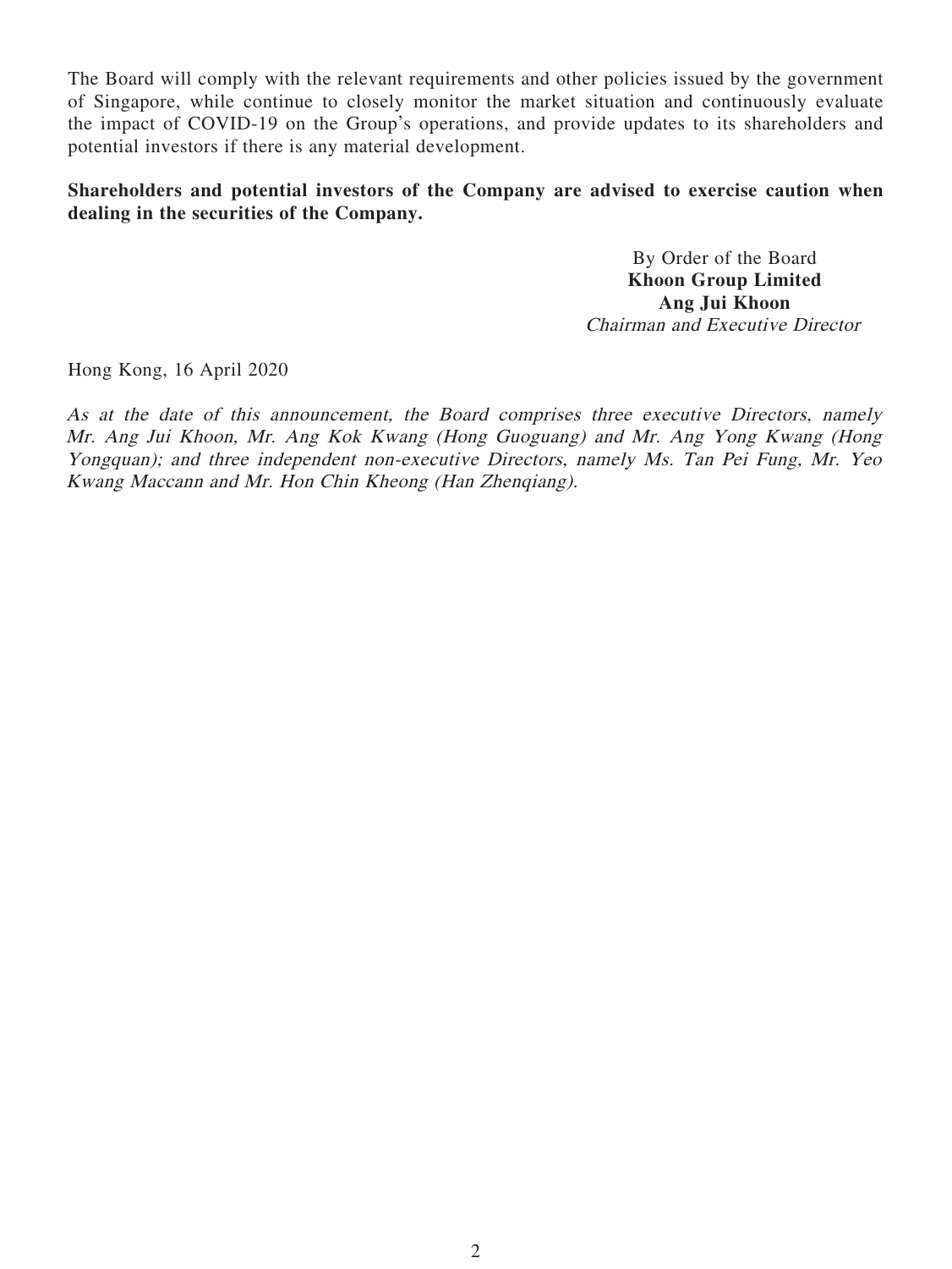The Board will comply with the relevant requirements and other policies issued by the government of Singapore, while continue to closely monitor the market situation and continuously evaluate the impact of COVID-19 on the Group's operations, and provide updates to its shareholders and potential investors if there is any material development.

**Shareholders and potential investors of the Company are advised to exercise caution when dealing in the securities of the Company.**

By Order of the Board
**Khoon Group Limited**
**Ang Jui Khoon**
*Chairman and Executive Director*

Hong Kong, 16 April 2020

*As at the date of this announcement, the Board comprises three executive Directors, namely Mr. Ang Jui Khoon, Mr. Ang Kok Kwang (Hong Guoguang) and Mr. Ang Yong Kwang (Hong Yongquan); and three independent non-executive Directors, namely Ms. Tan Pei Fung, Mr. Yeo Kwang Maccann and Mr. Hon Chin Kheong (Han Zhenqiang).*